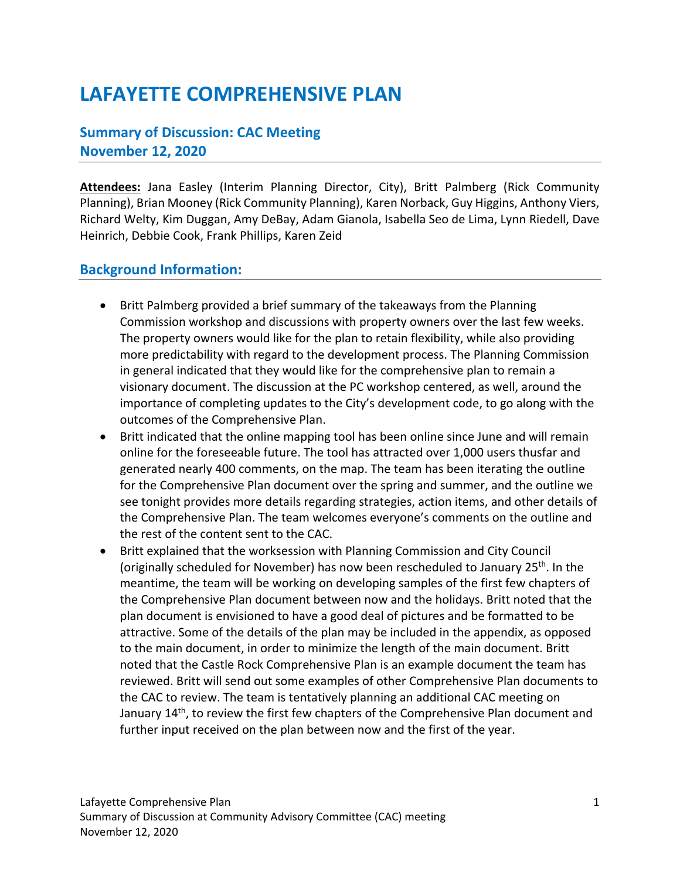# LAFAYETTE COMPREHENSIVE PLAN

## Summary of Discussion: CAC Meeting
## November 12, 2020

**Attendees:** Jana Easley (Interim Planning Director, City), Britt Palmberg (Rick Community Planning), Brian Mooney (Rick Community Planning), Karen Norback, Guy Higgins, Anthony Viers, Richard Welty, Kim Duggan, Amy DeBay, Adam Gianola, Isabella Seo de Lima, Lynn Riedell, Dave Heinrich, Debbie Cook, Frank Phillips, Karen Zeid

## Background Information:

- Britt Palmberg provided a brief summary of the takeaways from the Planning Commission workshop and discussions with property owners over the last few weeks. The property owners would like for the plan to retain flexibility, while also providing more predictability with regard to the development process. The Planning Commission in general indicated that they would like for the comprehensive plan to remain a visionary document. The discussion at the PC workshop centered, as well, around the importance of completing updates to the City's development code, to go along with the outcomes of the Comprehensive Plan.
- Britt indicated that the online mapping tool has been online since June and will remain online for the foreseeable future. The tool has attracted over 1,000 users thusfar and generated nearly 400 comments, on the map. The team has been iterating the outline for the Comprehensive Plan document over the spring and summer, and the outline we see tonight provides more details regarding strategies, action items, and other details of the Comprehensive Plan. The team welcomes everyone's comments on the outline and the rest of the content sent to the CAC.
- Britt explained that the worksession with Planning Commission and City Council (originally scheduled for November) has now been rescheduled to January 25th. In the meantime, the team will be working on developing samples of the first few chapters of the Comprehensive Plan document between now and the holidays. Britt noted that the plan document is envisioned to have a good deal of pictures and be formatted to be attractive. Some of the details of the plan may be included in the appendix, as opposed to the main document, in order to minimize the length of the main document. Britt noted that the Castle Rock Comprehensive Plan is an example document the team has reviewed. Britt will send out some examples of other Comprehensive Plan documents to the CAC to review. The team is tentatively planning an additional CAC meeting on January 14th, to review the first few chapters of the Comprehensive Plan document and further input received on the plan between now and the first of the year.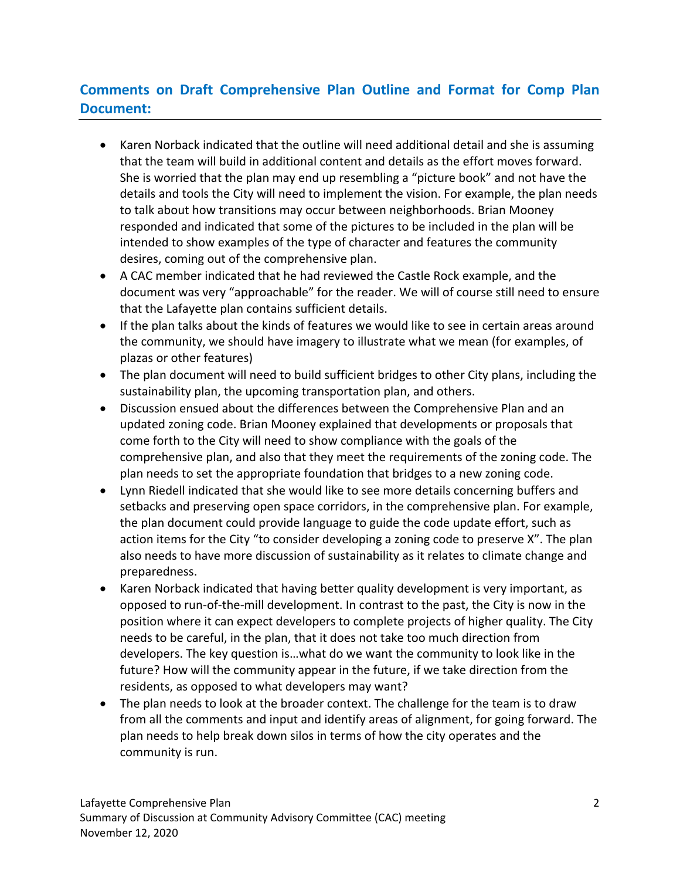## Comments on Draft Comprehensive Plan Outline and Format for Comp Plan Document:

- Karen Norback indicated that the outline will need additional detail and she is assuming that the team will build in additional content and details as the effort moves forward. She is worried that the plan may end up resembling a "picture book" and not have the details and tools the City will need to implement the vision. For example, the plan needs to talk about how transitions may occur between neighborhoods. Brian Mooney responded and indicated that some of the pictures to be included in the plan will be intended to show examples of the type of character and features the community desires, coming out of the comprehensive plan.
- A CAC member indicated that he had reviewed the Castle Rock example, and the document was very "approachable" for the reader. We will of course still need to ensure that the Lafayette plan contains sufficient details.
- If the plan talks about the kinds of features we would like to see in certain areas around the community, we should have imagery to illustrate what we mean (for examples, of plazas or other features)
- The plan document will need to build sufficient bridges to other City plans, including the sustainability plan, the upcoming transportation plan, and others.
- Discussion ensued about the differences between the Comprehensive Plan and an updated zoning code. Brian Mooney explained that developments or proposals that come forth to the City will need to show compliance with the goals of the comprehensive plan, and also that they meet the requirements of the zoning code. The plan needs to set the appropriate foundation that bridges to a new zoning code.
- Lynn Riedell indicated that she would like to see more details concerning buffers and setbacks and preserving open space corridors, in the comprehensive plan. For example, the plan document could provide language to guide the code update effort, such as action items for the City "to consider developing a zoning code to preserve X". The plan also needs to have more discussion of sustainability as it relates to climate change and preparedness.
- Karen Norback indicated that having better quality development is very important, as opposed to run-of-the-mill development. In contrast to the past, the City is now in the position where it can expect developers to complete projects of higher quality. The City needs to be careful, in the plan, that it does not take too much direction from developers. The key question is…what do we want the community to look like in the future? How will the community appear in the future, if we take direction from the residents, as opposed to what developers may want?
- The plan needs to look at the broader context. The challenge for the team is to draw from all the comments and input and identify areas of alignment, for going forward. The plan needs to help break down silos in terms of how the city operates and the community is run.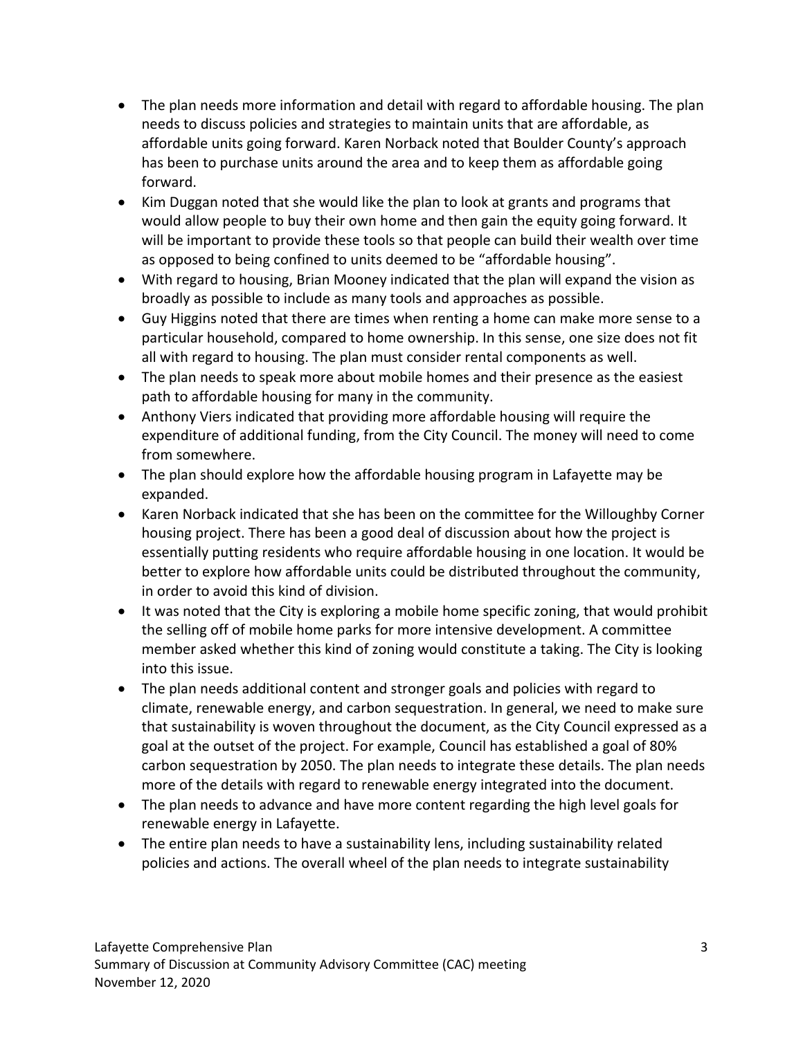- The plan needs more information and detail with regard to affordable housing. The plan needs to discuss policies and strategies to maintain units that are affordable, as affordable units going forward. Karen Norback noted that Boulder County's approach has been to purchase units around the area and to keep them as affordable going forward.
- Kim Duggan noted that she would like the plan to look at grants and programs that would allow people to buy their own home and then gain the equity going forward. It will be important to provide these tools so that people can build their wealth over time as opposed to being confined to units deemed to be "affordable housing".
- With regard to housing, Brian Mooney indicated that the plan will expand the vision as broadly as possible to include as many tools and approaches as possible.
- Guy Higgins noted that there are times when renting a home can make more sense to a particular household, compared to home ownership. In this sense, one size does not fit all with regard to housing. The plan must consider rental components as well.
- The plan needs to speak more about mobile homes and their presence as the easiest path to affordable housing for many in the community.
- Anthony Viers indicated that providing more affordable housing will require the expenditure of additional funding, from the City Council. The money will need to come from somewhere.
- The plan should explore how the affordable housing program in Lafayette may be expanded.
- Karen Norback indicated that she has been on the committee for the Willoughby Corner housing project. There has been a good deal of discussion about how the project is essentially putting residents who require affordable housing in one location. It would be better to explore how affordable units could be distributed throughout the community, in order to avoid this kind of division.
- It was noted that the City is exploring a mobile home specific zoning, that would prohibit the selling off of mobile home parks for more intensive development. A committee member asked whether this kind of zoning would constitute a taking. The City is looking into this issue.
- The plan needs additional content and stronger goals and policies with regard to climate, renewable energy, and carbon sequestration. In general, we need to make sure that sustainability is woven throughout the document, as the City Council expressed as a goal at the outset of the project. For example, Council has established a goal of 80% carbon sequestration by 2050. The plan needs to integrate these details. The plan needs more of the details with regard to renewable energy integrated into the document.
- The plan needs to advance and have more content regarding the high level goals for renewable energy in Lafayette.
- The entire plan needs to have a sustainability lens, including sustainability related policies and actions. The overall wheel of the plan needs to integrate sustainability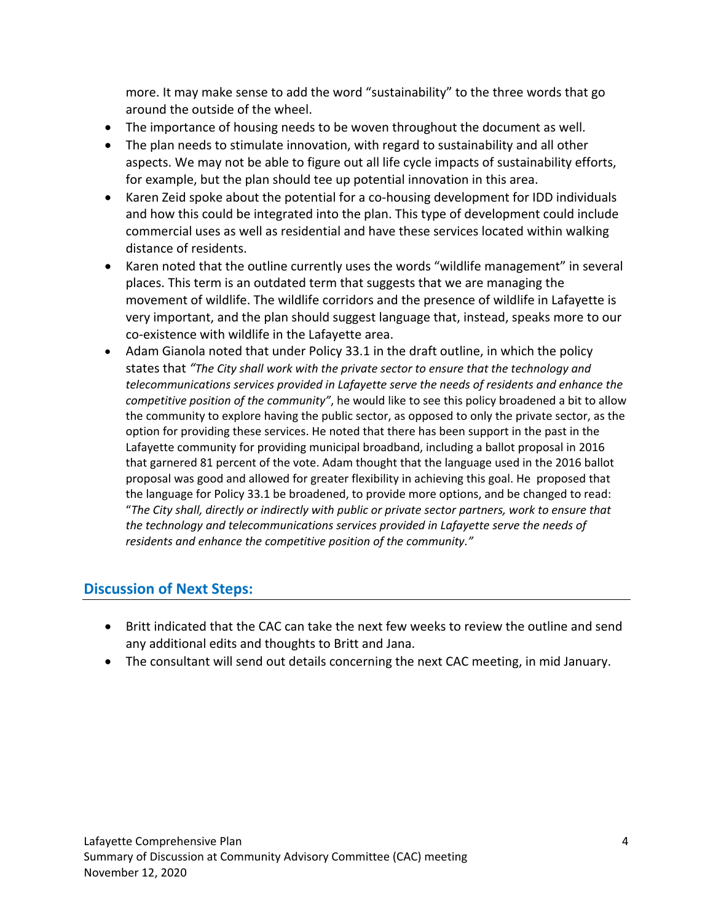more. It may make sense to add the word "sustainability" to the three words that go around the outside of the wheel.

- The importance of housing needs to be woven throughout the document as well.
- The plan needs to stimulate innovation, with regard to sustainability and all other aspects. We may not be able to figure out all life cycle impacts of sustainability efforts, for example, but the plan should tee up potential innovation in this area.
- Karen Zeid spoke about the potential for a co-housing development for IDD individuals and how this could be integrated into the plan. This type of development could include commercial uses as well as residential and have these services located within walking distance of residents.
- Karen noted that the outline currently uses the words "wildlife management" in several places. This term is an outdated term that suggests that we are managing the movement of wildlife. The wildlife corridors and the presence of wildlife in Lafayette is very important, and the plan should suggest language that, instead, speaks more to our co-existence with wildlife in the Lafayette area.
- Adam Gianola noted that under Policy 33.1 in the draft outline, in which the policy states that *"The City shall work with the private sector to ensure that the technology and telecommunications services provided in Lafayette serve the needs of residents and enhance the competitive position of the community"*, he would like to see this policy broadened a bit to allow the community to explore having the public sector, as opposed to only the private sector, as the option for providing these services. He noted that there has been support in the past in the Lafayette community for providing municipal broadband, including a ballot proposal in 2016 that garnered 81 percent of the vote. Adam thought that the language used in the 2016 ballot proposal was good and allowed for greater flexibility in achieving this goal. He proposed that the language for Policy 33.1 be broadened, to provide more options, and be changed to read: "*The City shall, directly or indirectly with public or private sector partners, work to ensure that the technology and telecommunications services provided in Lafayette serve the needs of residents and enhance the competitive position of the community."*

## Discussion of Next Steps:

- Britt indicated that the CAC can take the next few weeks to review the outline and send any additional edits and thoughts to Britt and Jana.
- The consultant will send out details concerning the next CAC meeting, in mid January.